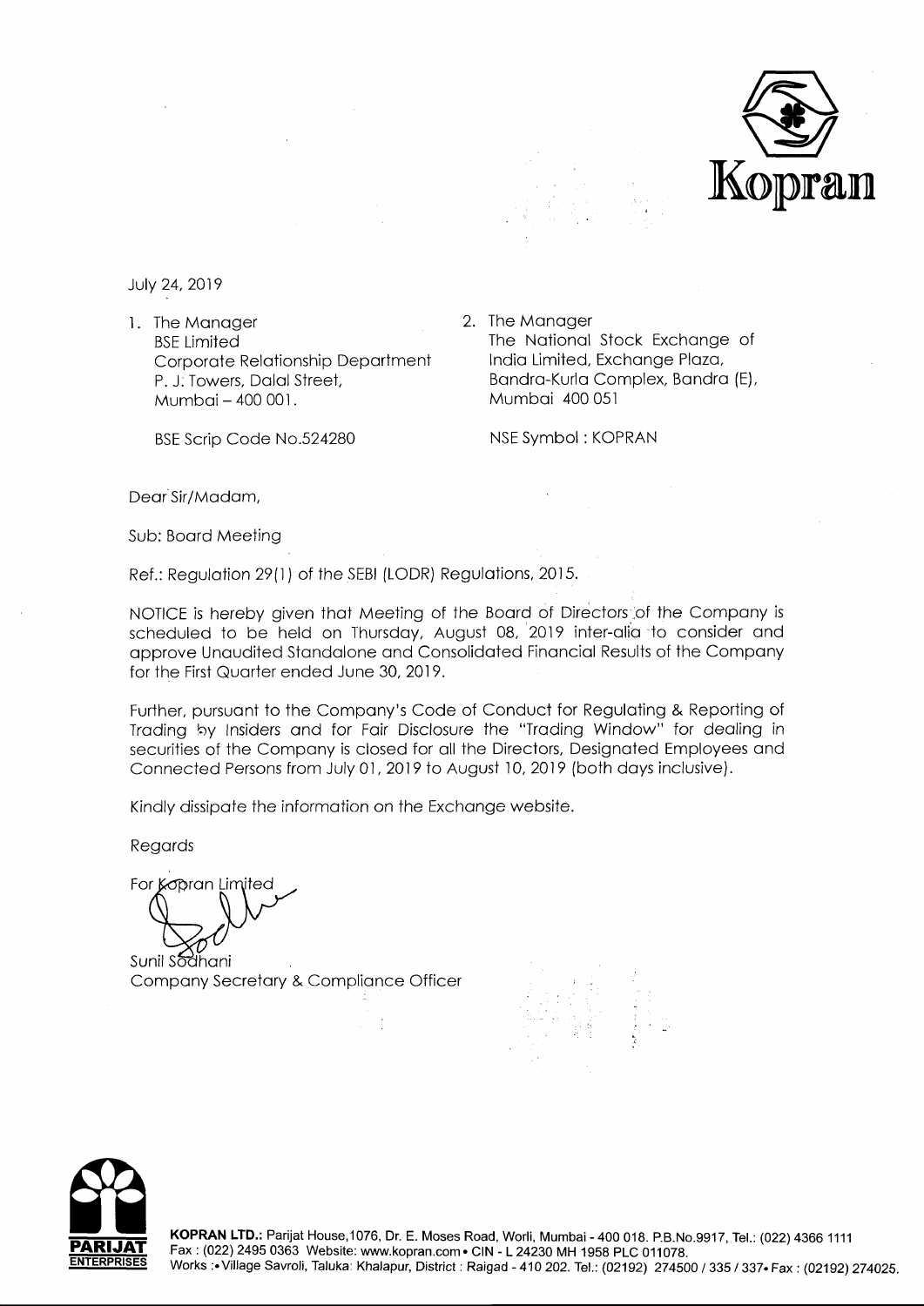Kopran

July 24, 2019

1. The Manager
   BSE Limited
   Corporate Relationship Department
   P. J. Towers, Dalal Street,
   Mumbai – 400 001.

   BSE Scrip Code No.524280

2. The Manager
   The National Stock Exchange of India Limited, Exchange Plaza,
   Bandra-Kurla Complex, Bandra (E),
   Mumbai 400 051

   NSE Symbol : KOPRAN

Dear Sir/Madam,

Sub: Board Meeting

Ref.: Regulation 29(1) of the SEBI (LODR) Regulations, 2015.

NOTICE is hereby given that Meeting of the Board of Directors of the Company is scheduled to be held on Thursday, August 08, 2019 inter-alia to consider and approve Unaudited Standalone and Consolidated Financial Results of the Company for the First Quarter ended June 30, 2019.

Further, pursuant to the Company's Code of Conduct for Regulating & Reporting of Trading by Insiders and for Fair Disclosure the "Trading Window" for dealing in securities of the Company is closed for all the Directors, Designated Employees and Connected Persons from July 01, 2019 to August 10, 2019 (both days inclusive).

Kindly dissipate the information on the Exchange website.

Regards

For Kopran Limited

Sunil Sodhani
Company Secretary & Compliance Officer

PARIJAT ENTERPRISES

**KOPRAN LTD.:** Parijat House,1076, Dr. E. Moses Road, Worli, Mumbai - 400 018. P.B.No.9917, Tel.: (022) 4366 1111
Fax : (022) 2495 0363 Website: www.kopran.com • CIN - L 24230 MH 1958 PLC 011078.
Works : • Village Savroli, Taluka: Khalapur, District : Raigad - 410 202. Tel.: (02192) 274500 / 335 / 337 • Fax : (02192) 274025.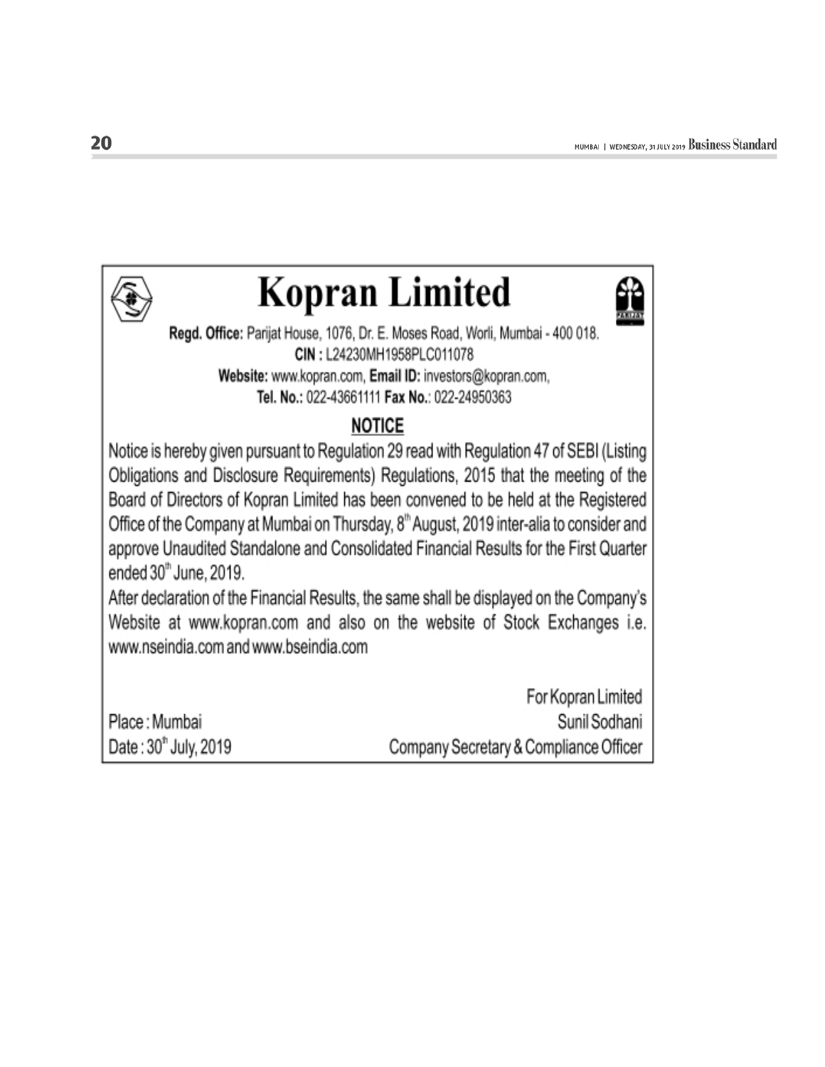# Kopran Limited

**Regd. Office:** Parijat House, 1076, Dr. E. Moses Road, Worli, Mumbai - 400 018.
**CIN :** L24230MH1958PLC011078
**Website:** www.kopran.com, **Email ID:** investors@kopran.com,
**Tel. No.:** 022-43661111 **Fax No.:** 022-24950363

## NOTICE

Notice is hereby given pursuant to Regulation 29 read with Regulation 47 of SEBI (Listing Obligations and Disclosure Requirements) Regulations, 2015 that the meeting of the Board of Directors of Kopran Limited has been convened to be held at the Registered Office of the Company at Mumbai on Thursday, 8th August, 2019 inter-alia to consider and approve Unaudited Standalone and Consolidated Financial Results for the First Quarter ended 30th June, 2019.

After declaration of the Financial Results, the same shall be displayed on the Company's Website at www.kopran.com and also on the website of Stock Exchanges i.e. www.nseindia.com and www.bseindia.com

For Kopran Limited
Sunil Sodhani
Company Secretary & Compliance Officer

Place : Mumbai
Date : 30th July, 2019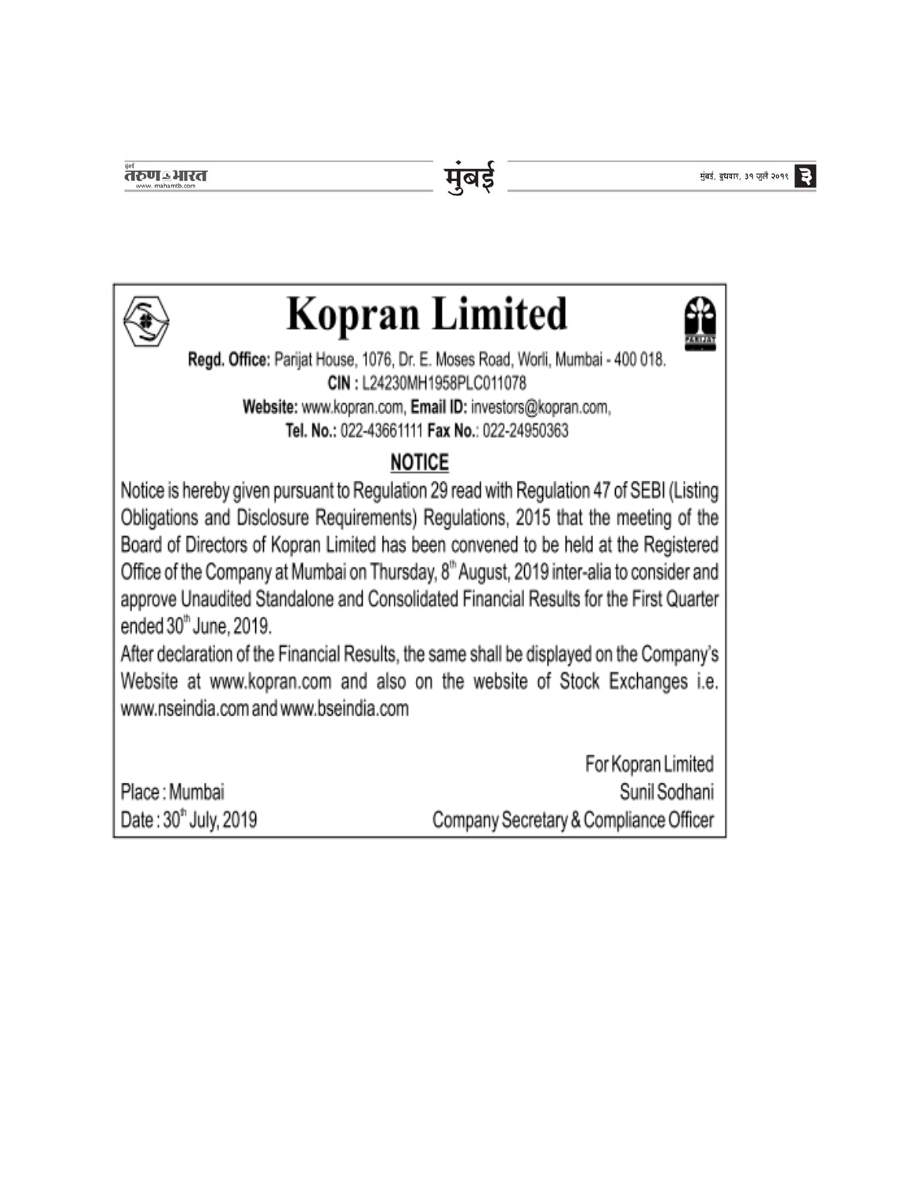# Kopran Limited

**Regd. Office:** Parijat House, 1076, Dr. E. Moses Road, Worli, Mumbai - 400 018.

**CIN :** L24230MH1958PLC011078

**Website:** www.kopran.com, **Email ID:** investors@kopran.com,

**Tel. No.:** 022-43661111 **Fax No.:** 022-24950363

## NOTICE

Notice is hereby given pursuant to Regulation 29 read with Regulation 47 of SEBI (Listing Obligations and Disclosure Requirements) Regulations, 2015 that the meeting of the Board of Directors of Kopran Limited has been convened to be held at the Registered Office of the Company at Mumbai on Thursday, 8th August, 2019 inter-alia to consider and approve Unaudited Standalone and Consolidated Financial Results for the First Quarter ended 30th June, 2019.

After declaration of the Financial Results, the same shall be displayed on the Company's Website at www.kopran.com and also on the website of Stock Exchanges i.e. www.nseindia.com and www.bseindia.com

For Kopran Limited

Sunil Sodhani

Company Secretary & Compliance Officer

Place : Mumbai

Date : 30th July, 2019